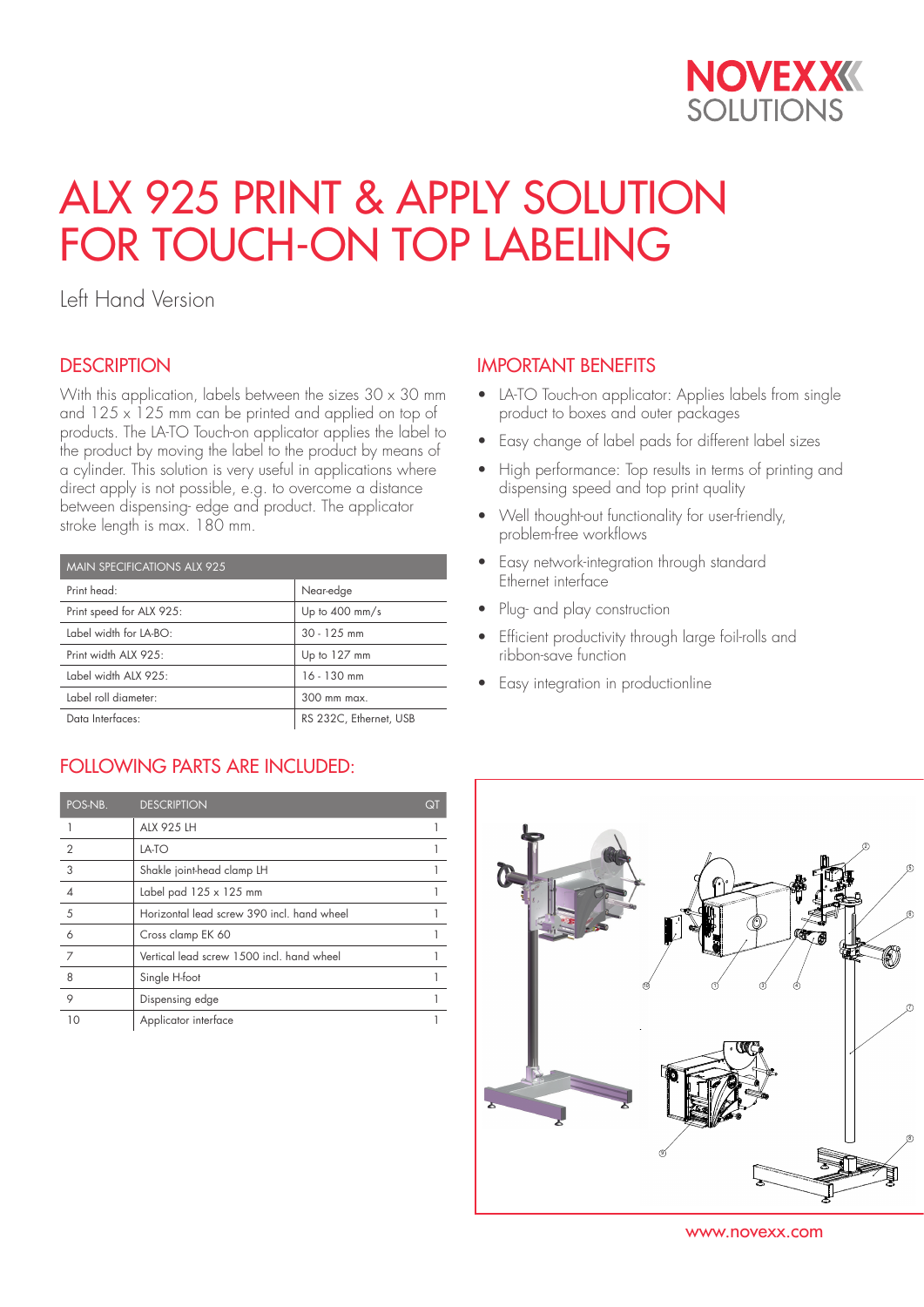NOVEXX SOLUTIONS

# ALX 925 PRINT & APPLY SOLUTION FOR TOUCH-ON TOP LABELING

Left Hand Version

## DESCRIPTION

With this application, labels between the sizes 30 x 30 mm and 125 x 125 mm can be printed and applied on top of products. The LA-TO Touch-on applicator applies the label to the product by moving the label to the product by means of a cylinder. This solution is very useful in applications where direct apply is not possible, e.g. to overcome a distance between dispensing- edge and product. The applicator stroke length is max. 180 mm.

| MAIN SPECIFICATIONS ALX 925 | |
|---|---|
| Print head: | Near-edge |
| Print speed for ALX 925: | Up to 400 mm/s |
| Label width for LA-BO: | 30 - 125 mm |
| Print width ALX 925: | Up to 127 mm |
| Label width ALX 925: | 16 - 130 mm |
| Label roll diameter: | 300 mm max. |
| Data Interfaces: | RS 232C, Ethernet, USB |

## IMPORTANT BENEFITS

- LA-TO Touch-on applicator: Applies labels from single product to boxes and outer packages
- Easy change of label pads for different label sizes
- High performance: Top results in terms of printing and dispensing speed and top print quality
- Well thought-out functionality for user-friendly, problem-free workflows
- Easy network-integration through standard Ethernet interface
- Plug- and play construction
- Efficient productivity through large foil-rolls and ribbon-save function
- Easy integration in productionline

## FOLLOWING PARTS ARE INCLUDED:

| POS-NB. | DESCRIPTION | QT |
|---|---|---|
| 1 | ALX 925 LH | 1 |
| 2 | LA-TO | 1 |
| 3 | Shakle joint-head clamp LH | 1 |
| 4 | Label pad 125 x 125 mm | 1 |
| 5 | Horizontal lead screw 390 incl. hand wheel | 1 |
| 6 | Cross clamp EK 60 | 1 |
| 7 | Vertical lead screw 1500 incl. hand wheel | 1 |
| 8 | Single H-foot | 1 |
| 9 | Dispensing edge | 1 |
| 10 | Applicator interface | 1 |

www.novexx.com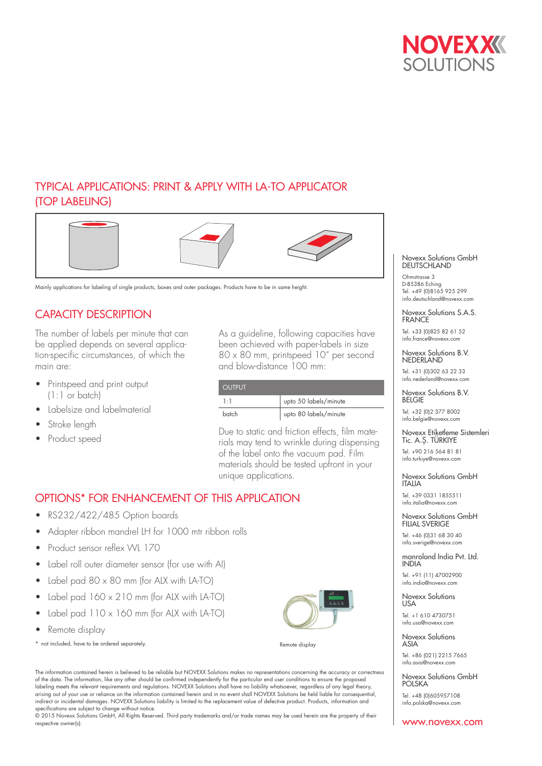## TYPICAL APPLICATIONS: PRINT & APPLY WITH LA-TO APPLICATOR (TOP LABELING)

Mainly applications for labeling of single products, boxes and outer packages. Products have to be in same height.

## CAPACITY DESCRIPTION

The number of labels per minute that can be applied depends on several application-specific circumstances, of which the main are:

- Printspeed and print output (1:1 or batch)
- Labelsize and labelmaterial
- Stroke length
- Product speed

As a guideline, following capacities have been achieved with paper-labels in size 80 x 80 mm, printspeed 10" per second and blow-distance 100 mm:

| OUTPUT | |
|---|---|
| 1:1 | upto 50 labels/minute |
| batch | upto 80 labels/minute |

Due to static and friction effects, film materials may tend to wrinkle during dispensing of the label onto the vacuum pad. Film materials should be tested upfront in your unique applications.

## OPTIONS* FOR ENHANCEMENT OF THIS APPLICATION

- RS232/422/485 Option boards
- Adapter ribbon mandrel LH for 1000 mtr ribbon rolls
- Product sensor reflex WL 170
- Label roll outer diameter sensor (for use with AI)
- Label pad 80 x 80 mm (for ALX with LA-TO)
- Label pad 160 x 210 mm (for ALX with LA-TO)
- Label pad 110 x 160 mm (for ALX with LA-TO)
- Remote display

\* not included, have to be ordered separately.

Remote display

The information contained herein is believed to be reliable but NOVEXX Solutions makes no representations concerning the accuracy or correctness of the data. The information, like any other should be confirmed independently for the particular end user conditions to ensure the proposed labeling meets the relevant requirements and regulations. NOVEXX Solutions shall have no liability whatsoever, regardless of any legal theory, arising out of your use or reliance on the information contained herein and in no event shall NOVEXX Solutions be held liable for consequential, indirect or incidental damages. NOVEXX Solutions liability is limited to the replacement value of defective product. Products, information and specifications are subject to change without notice.
© 2015 Novexx Solutions GmbH, All Rights Reserved. Third party trademarks and/or trade names may be used herein are the property of their respective owner(s).

**Novexx Solutions GmbH**
**DEUTSCHLAND**
Ohmstrasse 3
D-85386 Eching
Tel. +49 (0)8165 925 299
info.deutschland@novexx.com

**Novexx Solutions S.A.S.**
**FRANCE**
Tel. +33 (0)825 82 61 52
info.france@novexx.com

**Novexx Solutions B.V.**
**NEDERLAND**
Tel. +31 (0)302 63 22 33
info.nederland@novexx.com

**Novexx Solutions B.V.**
**BELGIE**
Tel. +32 (0)2 377 8002
info.belgie@novexx.com

**Novexx Etiketleme Sistemleri Tic. A.Ş. TÜRKIYE**
Tel. +90 216 564 81 81
info.turkiye@novexx.com

**Novexx Solutions GmbH**
**ITALIA**
Tel. +39 0331 1855511
info.italia@novexx.com

**Novexx Solutions GmbH**
**FILIAL SVERIGE**
Tel. +46 (0)31 68 30 40
info.sverige@novexx.com

**manroland India Pvt. Ltd.**
**INDIA**
Tel. +91 (11) 47002900
info.india@novexx.com

**Novexx Solutions**
**USA**
Tel. +1 610 4730751
info.usa@novexx.com

**Novexx Solutions**
**ASIA**
Tel. +86 (021) 2215 7665
info.asia@novexx.com

**Novexx Solutions GmbH**
**POLSKA**
Tel. +48 (0)605957108
info.polska@novexx.com

www.novexx.com